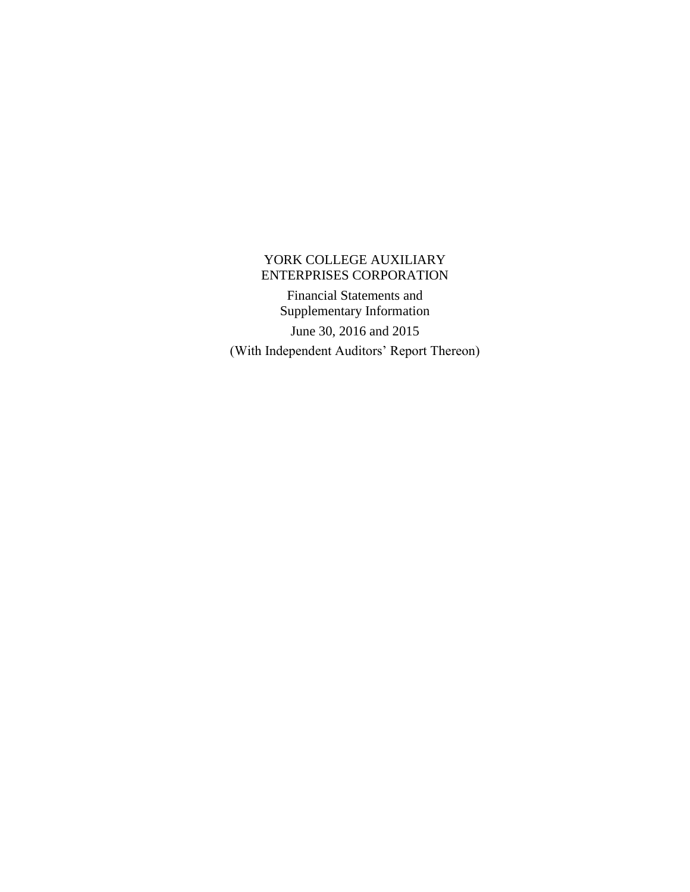# YORK COLLEGE AUXILIARY ENTERPRISES CORPORATION

Financial Statements and Supplementary Information

June 30, 2016 and 2015

(With Independent Auditors' Report Thereon)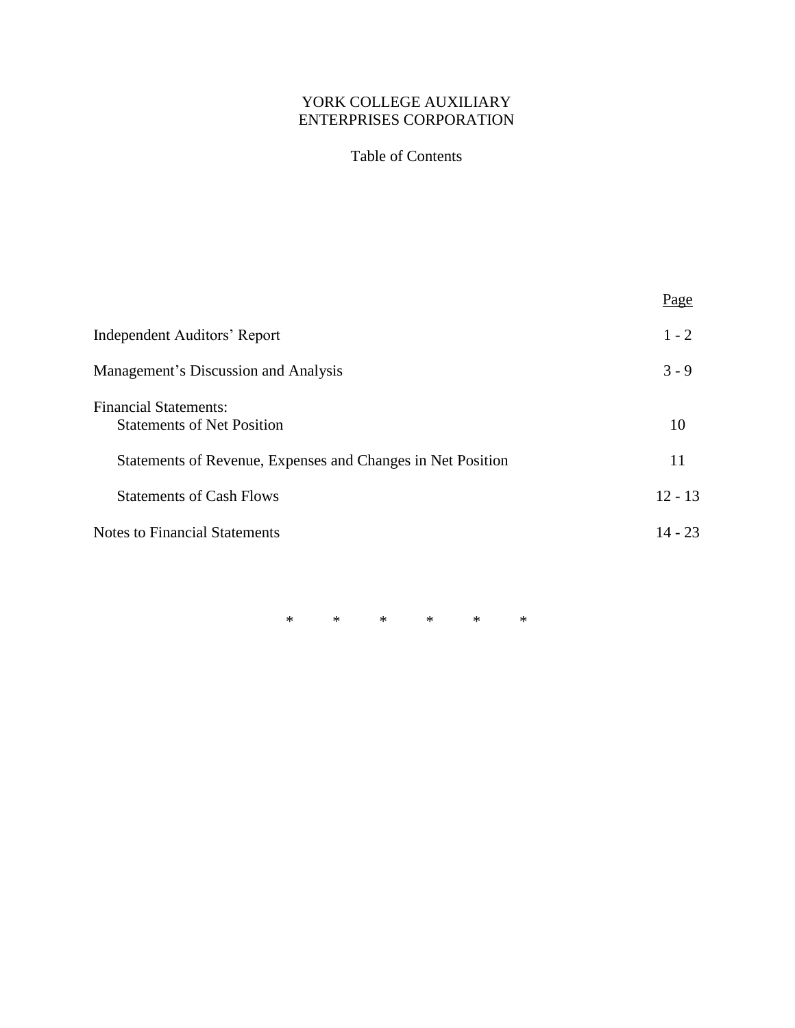# YORK COLLEGE AUXILIARY ENTERPRISES CORPORATION

## Table of Contents

| | Page |
|---|---|
| Independent Auditors' Report | 1 - 2 |
| Management's Discussion and Analysis | 3 - 9 |
| Financial Statements: | |
| Statements of Net Position | 10 |
| Statements of Revenue, Expenses and Changes in Net Position | 11 |
| Statements of Cash Flows | 12 - 13 |
| Notes to Financial Statements | 14 - 23 |

\* \* \* \* \* \*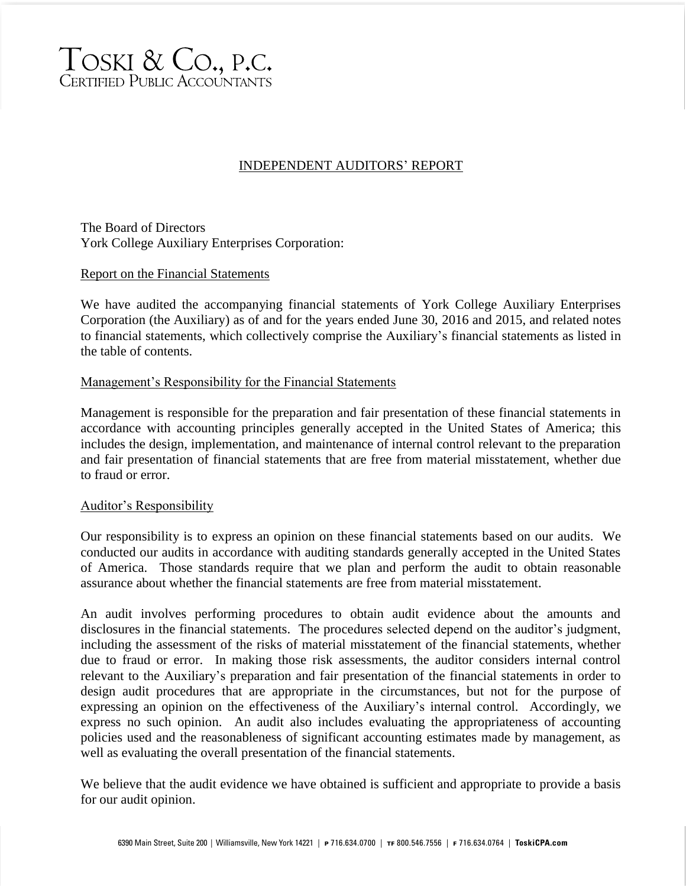TOSKI & CO., P.C.
CERTIFIED PUBLIC ACCOUNTANTS

# INDEPENDENT AUDITORS' REPORT

The Board of Directors
York College Auxiliary Enterprises Corporation:

## Report on the Financial Statements

We have audited the accompanying financial statements of York College Auxiliary Enterprises Corporation (the Auxiliary) as of and for the years ended June 30, 2016 and 2015, and related notes to financial statements, which collectively comprise the Auxiliary's financial statements as listed in the table of contents.

## Management's Responsibility for the Financial Statements

Management is responsible for the preparation and fair presentation of these financial statements in accordance with accounting principles generally accepted in the United States of America; this includes the design, implementation, and maintenance of internal control relevant to the preparation and fair presentation of financial statements that are free from material misstatement, whether due to fraud or error.

## Auditor's Responsibility

Our responsibility is to express an opinion on these financial statements based on our audits. We conducted our audits in accordance with auditing standards generally accepted in the United States of America. Those standards require that we plan and perform the audit to obtain reasonable assurance about whether the financial statements are free from material misstatement.

An audit involves performing procedures to obtain audit evidence about the amounts and disclosures in the financial statements. The procedures selected depend on the auditor's judgment, including the assessment of the risks of material misstatement of the financial statements, whether due to fraud or error. In making those risk assessments, the auditor considers internal control relevant to the Auxiliary's preparation and fair presentation of the financial statements in order to design audit procedures that are appropriate in the circumstances, but not for the purpose of expressing an opinion on the effectiveness of the Auxiliary's internal control. Accordingly, we express no such opinion. An audit also includes evaluating the appropriateness of accounting policies used and the reasonableness of significant accounting estimates made by management, as well as evaluating the overall presentation of the financial statements.

We believe that the audit evidence we have obtained is sufficient and appropriate to provide a basis for our audit opinion.

6390 Main Street, Suite 200 | Williamsville, New York 14221 | P 716.634.0700 | TF 800.546.7556 | F 716.634.0764 | ToskiCPA.com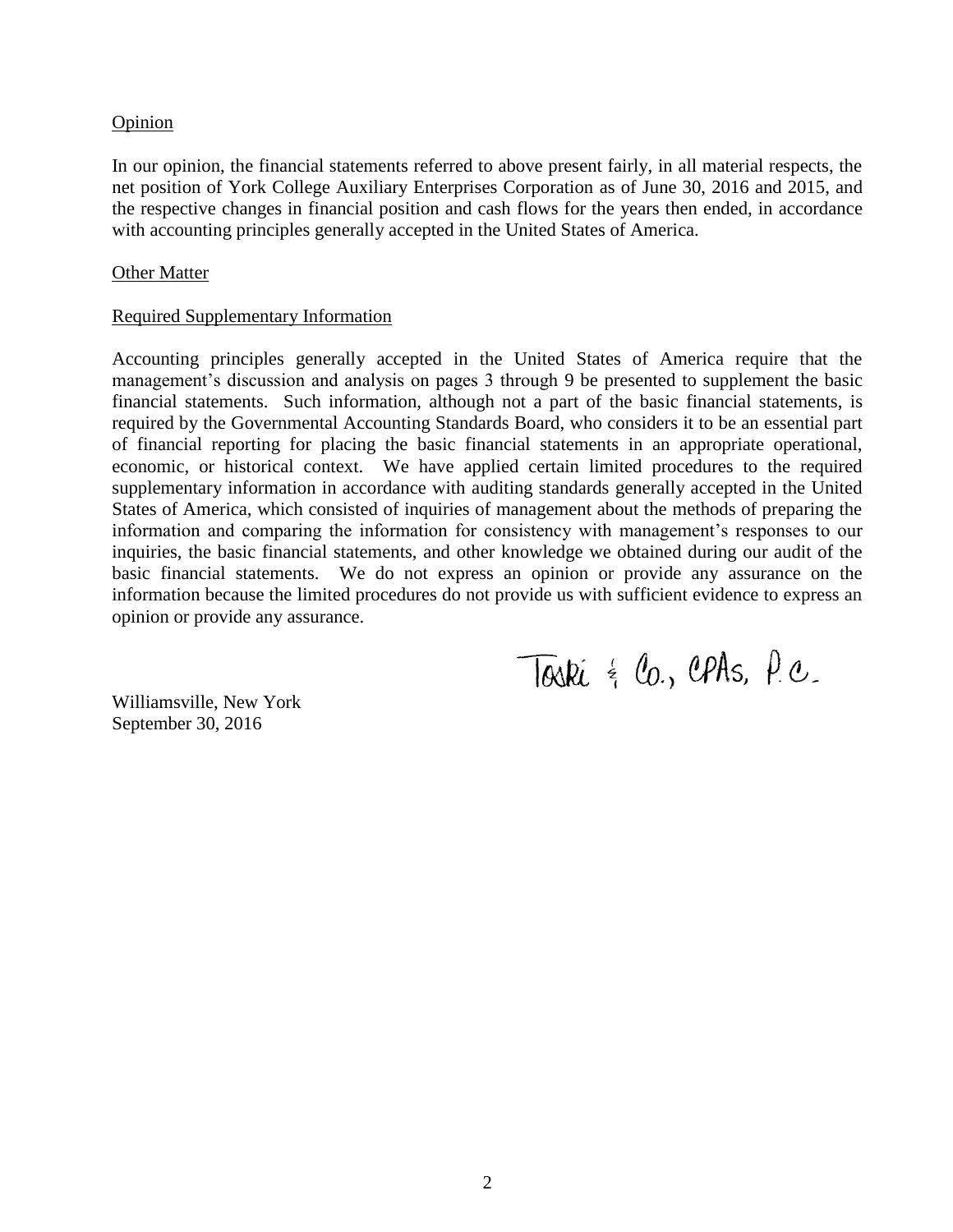Opinion

In our opinion, the financial statements referred to above present fairly, in all material respects, the net position of York College Auxiliary Enterprises Corporation as of June 30, 2016 and 2015, and the respective changes in financial position and cash flows for the years then ended, in accordance with accounting principles generally accepted in the United States of America.

Other Matter

Required Supplementary Information

Accounting principles generally accepted in the United States of America require that the management's discussion and analysis on pages 3 through 9 be presented to supplement the basic financial statements. Such information, although not a part of the basic financial statements, is required by the Governmental Accounting Standards Board, who considers it to be an essential part of financial reporting for placing the basic financial statements in an appropriate operational, economic, or historical context. We have applied certain limited procedures to the required supplementary information in accordance with auditing standards generally accepted in the United States of America, which consisted of inquiries of management about the methods of preparing the information and comparing the information for consistency with management's responses to our inquiries, the basic financial statements, and other knowledge we obtained during our audit of the basic financial statements. We do not express an opinion or provide any assurance on the information because the limited procedures do not provide us with sufficient evidence to express an opinion or provide any assurance.

Toski & Co., CPAs, P.C.

Williamsville, New York
September 30, 2016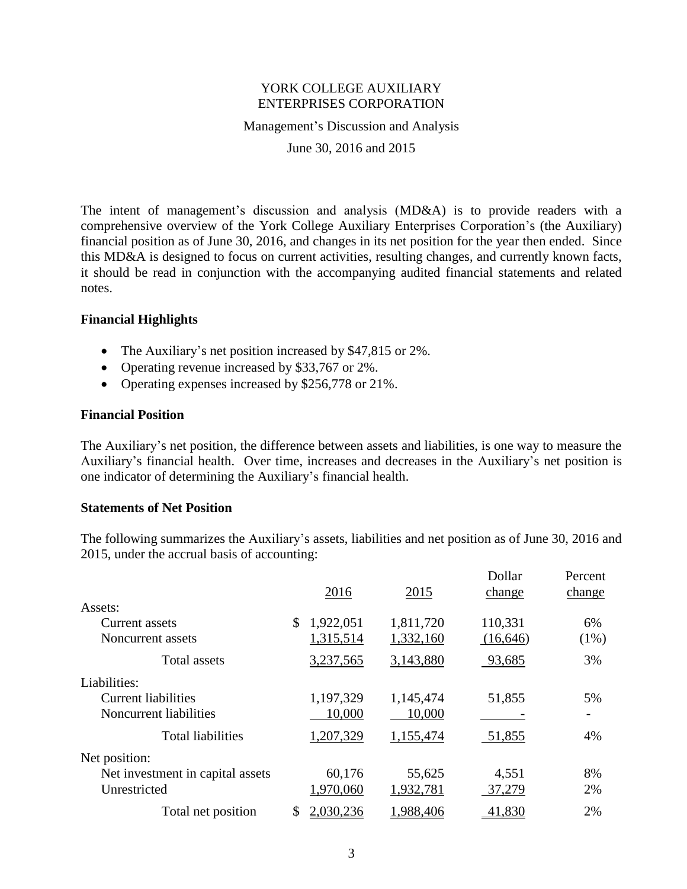# YORK COLLEGE AUXILIARY ENTERPRISES CORPORATION

Management's Discussion and Analysis

June 30, 2016 and 2015

The intent of management's discussion and analysis (MD&A) is to provide readers with a comprehensive overview of the York College Auxiliary Enterprises Corporation's (the Auxiliary) financial position as of June 30, 2016, and changes in its net position for the year then ended. Since this MD&A is designed to focus on current activities, resulting changes, and currently known facts, it should be read in conjunction with the accompanying audited financial statements and related notes.

### Financial Highlights

- The Auxiliary's net position increased by $47,815 or 2%.
- Operating revenue increased by $33,767 or 2%.
- Operating expenses increased by $256,778 or 21%.

### Financial Position

The Auxiliary's net position, the difference between assets and liabilities, is one way to measure the Auxiliary's financial health. Over time, increases and decreases in the Auxiliary's net position is one indicator of determining the Auxiliary's financial health.

### Statements of Net Position

The following summarizes the Auxiliary's assets, liabilities and net position as of June 30, 2016 and 2015, under the accrual basis of accounting:

| | 2016 | 2015 | Dollar change | Percent change |
|---|---|---|---|---|
| Assets: | | | | |
| Current assets | $ 1,922,051 | 1,811,720 | 110,331 | 6% |
| Noncurrent assets | 1,315,514 | 1,332,160 | (16,646) | (1%) |
| Total assets | 3,237,565 | 3,143,880 | 93,685 | 3% |
| Liabilities: | | | | |
| Current liabilities | 1,197,329 | 1,145,474 | 51,855 | 5% |
| Noncurrent liabilities | 10,000 | 10,000 | - | - |
| Total liabilities | 1,207,329 | 1,155,474 | 51,855 | 4% |
| Net position: | | | | |
| Net investment in capital assets | 60,176 | 55,625 | 4,551 | 8% |
| Unrestricted | 1,970,060 | 1,932,781 | 37,279 | 2% |
| Total net position | $ 2,030,236 | 1,988,406 | 41,830 | 2% |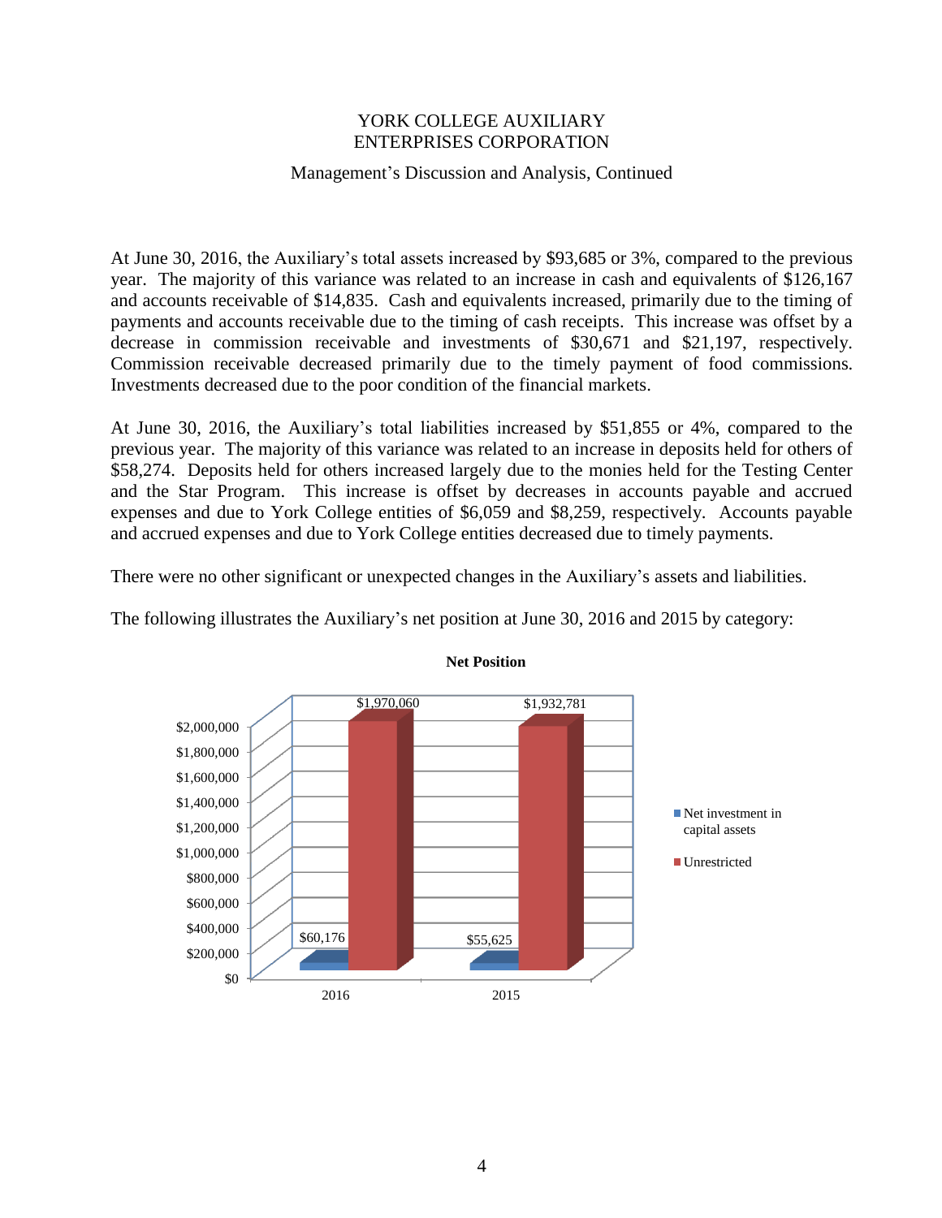At June 30, 2016, the Auxiliary's total assets increased by $93,685 or 3%, compared to the previous year. The majority of this variance was related to an increase in cash and equivalents of $126,167 and accounts receivable of $14,835. Cash and equivalents increased, primarily due to the timing of payments and accounts receivable due to the timing of cash receipts. This increase was offset by a decrease in commission receivable and investments of $30,671 and $21,197, respectively. Commission receivable decreased primarily due to the timely payment of food commissions. Investments decreased due to the poor condition of the financial markets.

At June 30, 2016, the Auxiliary's total liabilities increased by $51,855 or 4%, compared to the previous year. The majority of this variance was related to an increase in deposits held for others of $58,274. Deposits held for others increased largely due to the monies held for the Testing Center and the Star Program. This increase is offset by decreases in accounts payable and accrued expenses and due to York College entities of $6,059 and $8,259, respectively. Accounts payable and accrued expenses and due to York College entities decreased due to timely payments.

There were no other significant or unexpected changes in the Auxiliary's assets and liabilities.

The following illustrates the Auxiliary's net position at June 30, 2016 and 2015 by category:

**Net Position**

| | 2016 | 2015 |
|---|---|---|
| Net investment in capital assets | $60,176 | $55,625 |
| Unrestricted | $1,970,060 | $1,932,781 |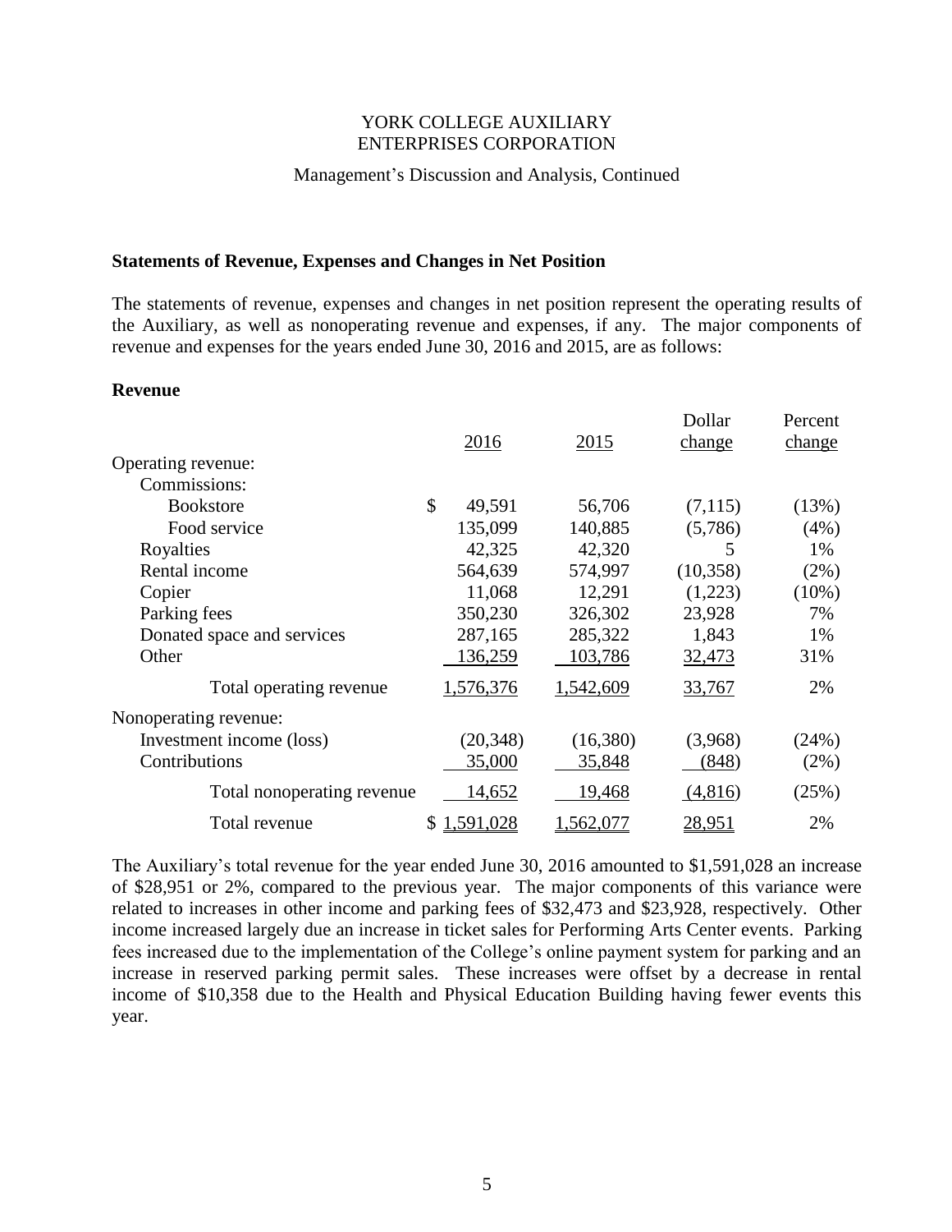YORK COLLEGE AUXILIARY ENTERPRISES CORPORATION

Management's Discussion and Analysis, Continued

### Statements of Revenue, Expenses and Changes in Net Position

The statements of revenue, expenses and changes in net position represent the operating results of the Auxiliary, as well as nonoperating revenue and expenses, if any. The major components of revenue and expenses for the years ended June 30, 2016 and 2015, are as follows:

### Revenue

| | 2016 | 2015 | Dollar change | Percent change |
|---|---|---|---|---|
| Operating revenue: | | | | |
| Commissions: | | | | |
| Bookstore | $ 49,591 | 56,706 | (7,115) | (13%) |
| Food service | 135,099 | 140,885 | (5,786) | (4%) |
| Royalties | 42,325 | 42,320 | 5 | 1% |
| Rental income | 564,639 | 574,997 | (10,358) | (2%) |
| Copier | 11,068 | 12,291 | (1,223) | (10%) |
| Parking fees | 350,230 | 326,302 | 23,928 | 7% |
| Donated space and services | 287,165 | 285,322 | 1,843 | 1% |
| Other | 136,259 | 103,786 | 32,473 | 31% |
| Total operating revenue | 1,576,376 | 1,542,609 | 33,767 | 2% |
| Nonoperating revenue: | | | | |
| Investment income (loss) | (20,348) | (16,380) | (3,968) | (24%) |
| Contributions | 35,000 | 35,848 | (848) | (2%) |
| Total nonoperating revenue | 14,652 | 19,468 | (4,816) | (25%) |
| Total revenue | $ 1,591,028 | 1,562,077 | 28,951 | 2% |

The Auxiliary's total revenue for the year ended June 30, 2016 amounted to $1,591,028 an increase of $28,951 or 2%, compared to the previous year. The major components of this variance were related to increases in other income and parking fees of $32,473 and $23,928, respectively. Other income increased largely due an increase in ticket sales for Performing Arts Center events. Parking fees increased due to the implementation of the College's online payment system for parking and an increase in reserved parking permit sales. These increases were offset by a decrease in rental income of $10,358 due to the Health and Physical Education Building having fewer events this year.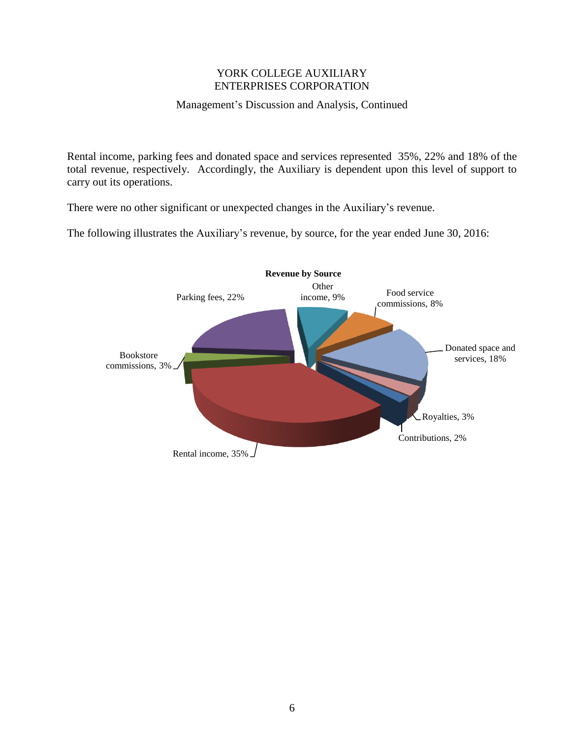Rental income, parking fees and donated space and services represented 35%, 22% and 18% of the total revenue, respectively. Accordingly, the Auxiliary is dependent upon this level of support to carry out its operations.

There were no other significant or unexpected changes in the Auxiliary's revenue.

The following illustrates the Auxiliary's revenue, by source, for the year ended June 30, 2016:

**Revenue by Source**

- Rental income, 35%
- Parking fees, 22%
- Donated space and services, 18%
- Other income, 9%
- Food service commissions, 8%
- Bookstore commissions, 3%
- Royalties, 3%
- Contributions, 2%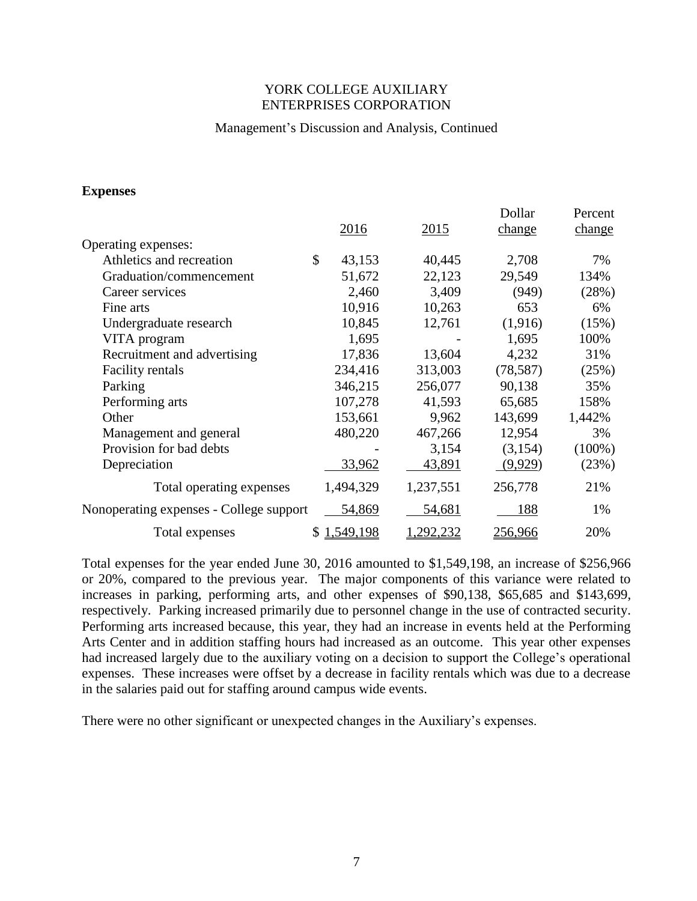YORK COLLEGE AUXILIARY
ENTERPRISES CORPORATION

Management's Discussion and Analysis, Continued

**Expenses**

| | 2016 | 2015 | Dollar change | Percent change |
|---|---|---|---|---|
| Operating expenses: | | | | |
| Athletics and recreation | $ 43,153 | 40,445 | 2,708 | 7% |
| Graduation/commencement | 51,672 | 22,123 | 29,549 | 134% |
| Career services | 2,460 | 3,409 | (949) | (28%) |
| Fine arts | 10,916 | 10,263 | 653 | 6% |
| Undergraduate research | 10,845 | 12,761 | (1,916) | (15%) |
| VITA program | 1,695 | - | 1,695 | 100% |
| Recruitment and advertising | 17,836 | 13,604 | 4,232 | 31% |
| Facility rentals | 234,416 | 313,003 | (78,587) | (25%) |
| Parking | 346,215 | 256,077 | 90,138 | 35% |
| Performing arts | 107,278 | 41,593 | 65,685 | 158% |
| Other | 153,661 | 9,962 | 143,699 | 1,442% |
| Management and general | 480,220 | 467,266 | 12,954 | 3% |
| Provision for bad debts | - | 3,154 | (3,154) | (100%) |
| Depreciation | 33,962 | 43,891 | (9,929) | (23%) |
| Total operating expenses | 1,494,329 | 1,237,551 | 256,778 | 21% |
| Nonoperating expenses - College support | 54,869 | 54,681 | 188 | 1% |
| Total expenses | $ 1,549,198 | 1,292,232 | 256,966 | 20% |

Total expenses for the year ended June 30, 2016 amounted to $1,549,198, an increase of $256,966 or 20%, compared to the previous year. The major components of this variance were related to increases in parking, performing arts, and other expenses of $90,138, $65,685 and $143,699, respectively. Parking increased primarily due to personnel change in the use of contracted security. Performing arts increased because, this year, they had an increase in events held at the Performing Arts Center and in addition staffing hours had increased as an outcome. This year other expenses had increased largely due to the auxiliary voting on a decision to support the College's operational expenses. These increases were offset by a decrease in facility rentals which was due to a decrease in the salaries paid out for staffing around campus wide events.

There were no other significant or unexpected changes in the Auxiliary's expenses.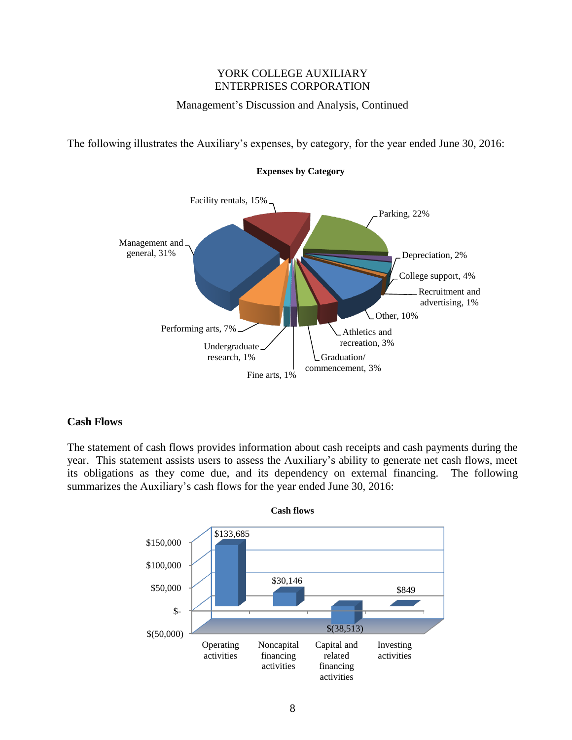The following illustrates the Auxiliary's expenses, by category, for the year ended June 30, 2016:

**Expenses by Category**

| Category | Percentage |
| --- | --- |
| Management and general | 31% |
| Facility rentals | 15% |
| Parking | 22% |
| Depreciation | 2% |
| College support | 4% |
| Recruitment and advertising | 1% |
| Other | 10% |
| Athletics and recreation | 3% |
| Graduation/ commencement | 3% |
| Fine arts | 1% |
| Undergraduate research | 1% |
| Performing arts | 7% |

## Cash Flows

The statement of cash flows provides information about cash receipts and cash payments during the year. This statement assists users to assess the Auxiliary's ability to generate net cash flows, meet its obligations as they come due, and its dependency on external financing. The following summarizes the Auxiliary's cash flows for the year ended June 30, 2016:

**Cash flows**

| Activity | Amount |
| --- | --- |
| Operating activities | $133,685 |
| Noncapital financing activities | $30,146 |
| Capital and related financing activities | $(38,513) |
| Investing activities | $849 |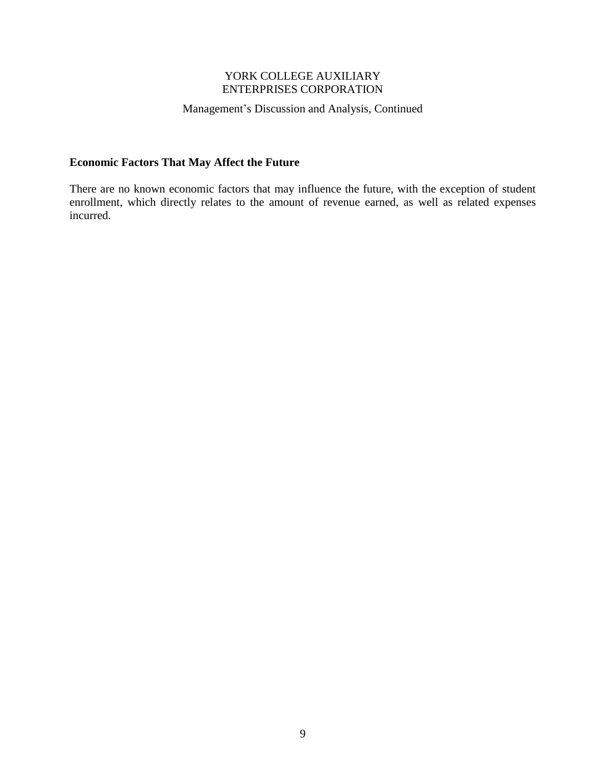## Economic Factors That May Affect the Future

There are no known economic factors that may influence the future, with the exception of student enrollment, which directly relates to the amount of revenue earned, as well as related expenses incurred.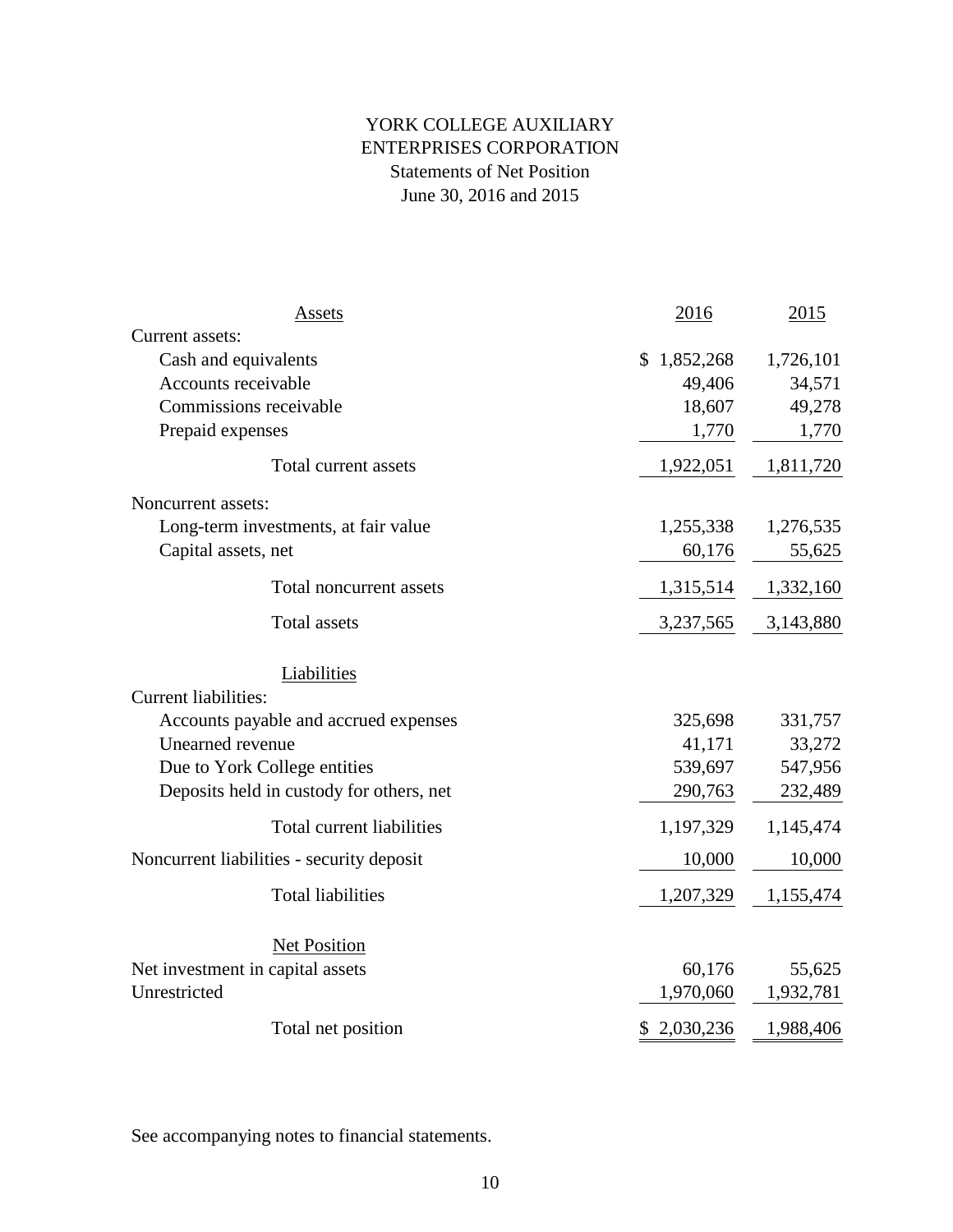# YORK COLLEGE AUXILIARY ENTERPRISES CORPORATION

## Statements of Net Position

### June 30, 2016 and 2015

| Assets | 2016 | 2015 |
|---|---|---|
| Current assets: | | |
| Cash and equivalents | $ 1,852,268 | 1,726,101 |
| Accounts receivable | 49,406 | 34,571 |
| Commissions receivable | 18,607 | 49,278 |
| Prepaid expenses | 1,770 | 1,770 |
| Total current assets | 1,922,051 | 1,811,720 |
| Noncurrent assets: | | |
| Long-term investments, at fair value | 1,255,338 | 1,276,535 |
| Capital assets, net | 60,176 | 55,625 |
| Total noncurrent assets | 1,315,514 | 1,332,160 |
| Total assets | 3,237,565 | 3,143,880 |
| **Liabilities** | | |
| Current liabilities: | | |
| Accounts payable and accrued expenses | 325,698 | 331,757 |
| Unearned revenue | 41,171 | 33,272 |
| Due to York College entities | 539,697 | 547,956 |
| Deposits held in custody for others, net | 290,763 | 232,489 |
| Total current liabilities | 1,197,329 | 1,145,474 |
| Noncurrent liabilities - security deposit | 10,000 | 10,000 |
| Total liabilities | 1,207,329 | 1,155,474 |
| **Net Position** | | |
| Net investment in capital assets | 60,176 | 55,625 |
| Unrestricted | 1,970,060 | 1,932,781 |
| Total net position | $ 2,030,236 | 1,988,406 |

See accompanying notes to financial statements.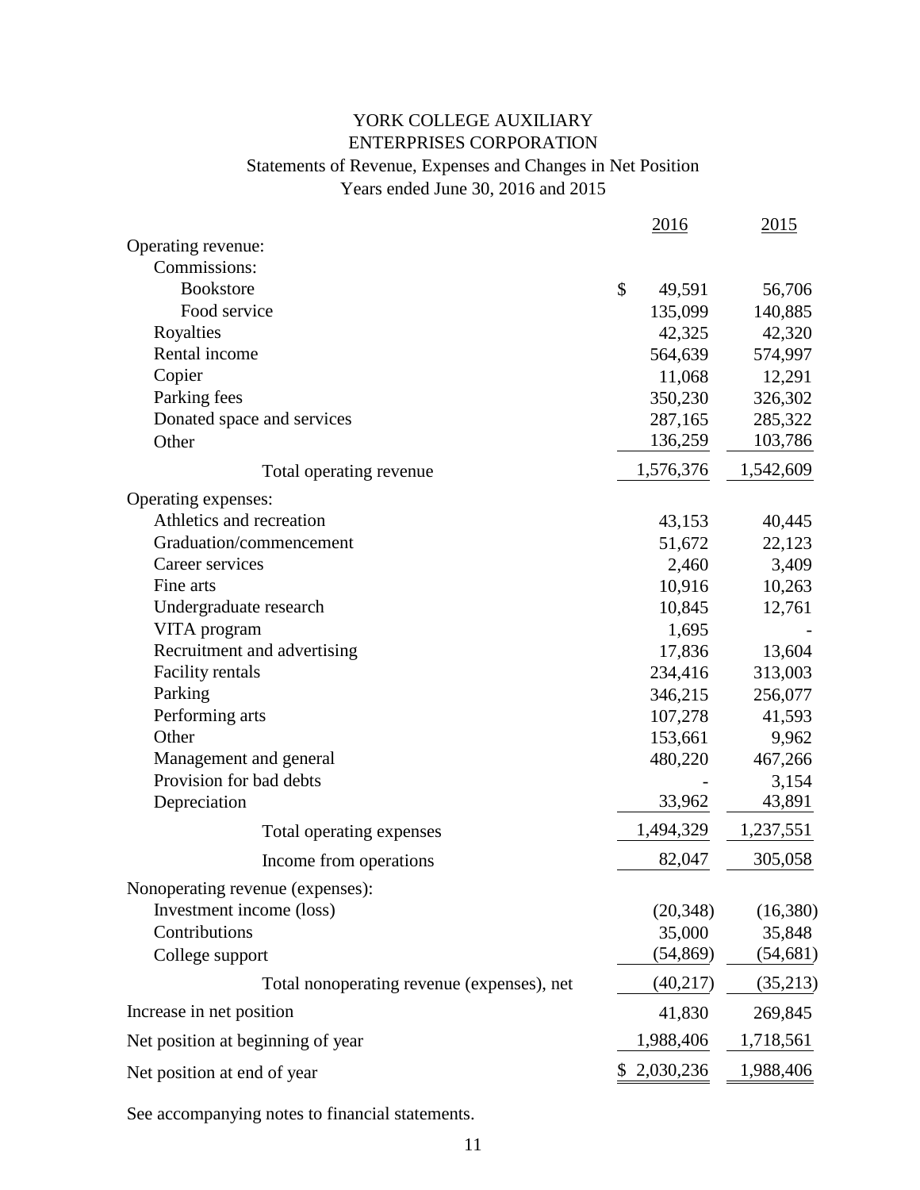# YORK COLLEGE AUXILIARY
# ENTERPRISES CORPORATION

## Statements of Revenue, Expenses and Changes in Net Position

### Years ended June 30, 2016 and 2015

| | 2016 | 2015 |
|---|---|---|
| Operating revenue: | | |
| Commissions: | | |
| Bookstore | $ 49,591 | 56,706 |
| Food service | 135,099 | 140,885 |
| Royalties | 42,325 | 42,320 |
| Rental income | 564,639 | 574,997 |
| Copier | 11,068 | 12,291 |
| Parking fees | 350,230 | 326,302 |
| Donated space and services | 287,165 | 285,322 |
| Other | 136,259 | 103,786 |
| Total operating revenue | 1,576,376 | 1,542,609 |
| Operating expenses: | | |
| Athletics and recreation | 43,153 | 40,445 |
| Graduation/commencement | 51,672 | 22,123 |
| Career services | 2,460 | 3,409 |
| Fine arts | 10,916 | 10,263 |
| Undergraduate research | 10,845 | 12,761 |
| VITA program | 1,695 | - |
| Recruitment and advertising | 17,836 | 13,604 |
| Facility rentals | 234,416 | 313,003 |
| Parking | 346,215 | 256,077 |
| Performing arts | 107,278 | 41,593 |
| Other | 153,661 | 9,962 |
| Management and general | 480,220 | 467,266 |
| Provision for bad debts | - | 3,154 |
| Depreciation | 33,962 | 43,891 |
| Total operating expenses | 1,494,329 | 1,237,551 |
| Income from operations | 82,047 | 305,058 |
| Nonoperating revenue (expenses): | | |
| Investment income (loss) | (20,348) | (16,380) |
| Contributions | 35,000 | 35,848 |
| College support | (54,869) | (54,681) |
| Total nonoperating revenue (expenses), net | (40,217) | (35,213) |
| Increase in net position | 41,830 | 269,845 |
| Net position at beginning of year | 1,988,406 | 1,718,561 |
| Net position at end of year | $ 2,030,236 | 1,988,406 |

See accompanying notes to financial statements.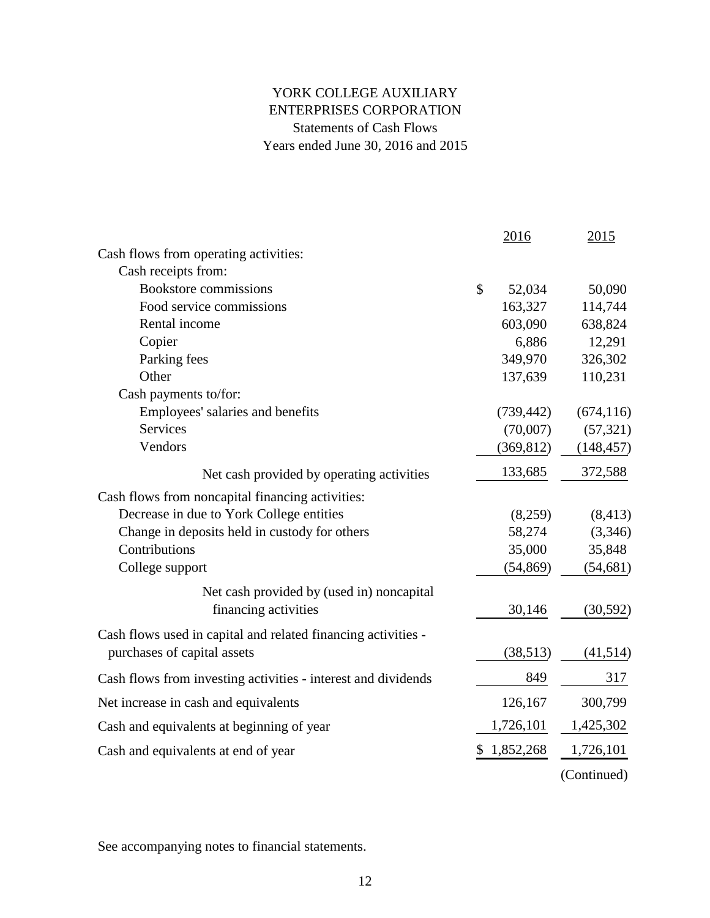# YORK COLLEGE AUXILIARY ENTERPRISES CORPORATION

## Statements of Cash Flows

### Years ended June 30, 2016 and 2015

| | 2016 | 2015 |
|---|---|---|
| Cash flows from operating activities: | | |
| Cash receipts from: | | |
| Bookstore commissions | $ 52,034 | 50,090 |
| Food service commissions | 163,327 | 114,744 |
| Rental income | 603,090 | 638,824 |
| Copier | 6,886 | 12,291 |
| Parking fees | 349,970 | 326,302 |
| Other | 137,639 | 110,231 |
| Cash payments to/for: | | |
| Employees' salaries and benefits | (739,442) | (674,116) |
| Services | (70,007) | (57,321) |
| Vendors | (369,812) | (148,457) |
| Net cash provided by operating activities | 133,685 | 372,588 |
| Cash flows from noncapital financing activities: | | |
| Decrease in due to York College entities | (8,259) | (8,413) |
| Change in deposits held in custody for others | 58,274 | (3,346) |
| Contributions | 35,000 | 35,848 |
| College support | (54,869) | (54,681) |
| Net cash provided by (used in) noncapital financing activities | 30,146 | (30,592) |
| Cash flows used in capital and related financing activities - purchases of capital assets | (38,513) | (41,514) |
| Cash flows from investing activities - interest and dividends | 849 | 317 |
| Net increase in cash and equivalents | 126,167 | 300,799 |
| Cash and equivalents at beginning of year | 1,726,101 | 1,425,302 |
| Cash and equivalents at end of year | $ 1,852,268 | 1,726,101 |

(Continued)

See accompanying notes to financial statements.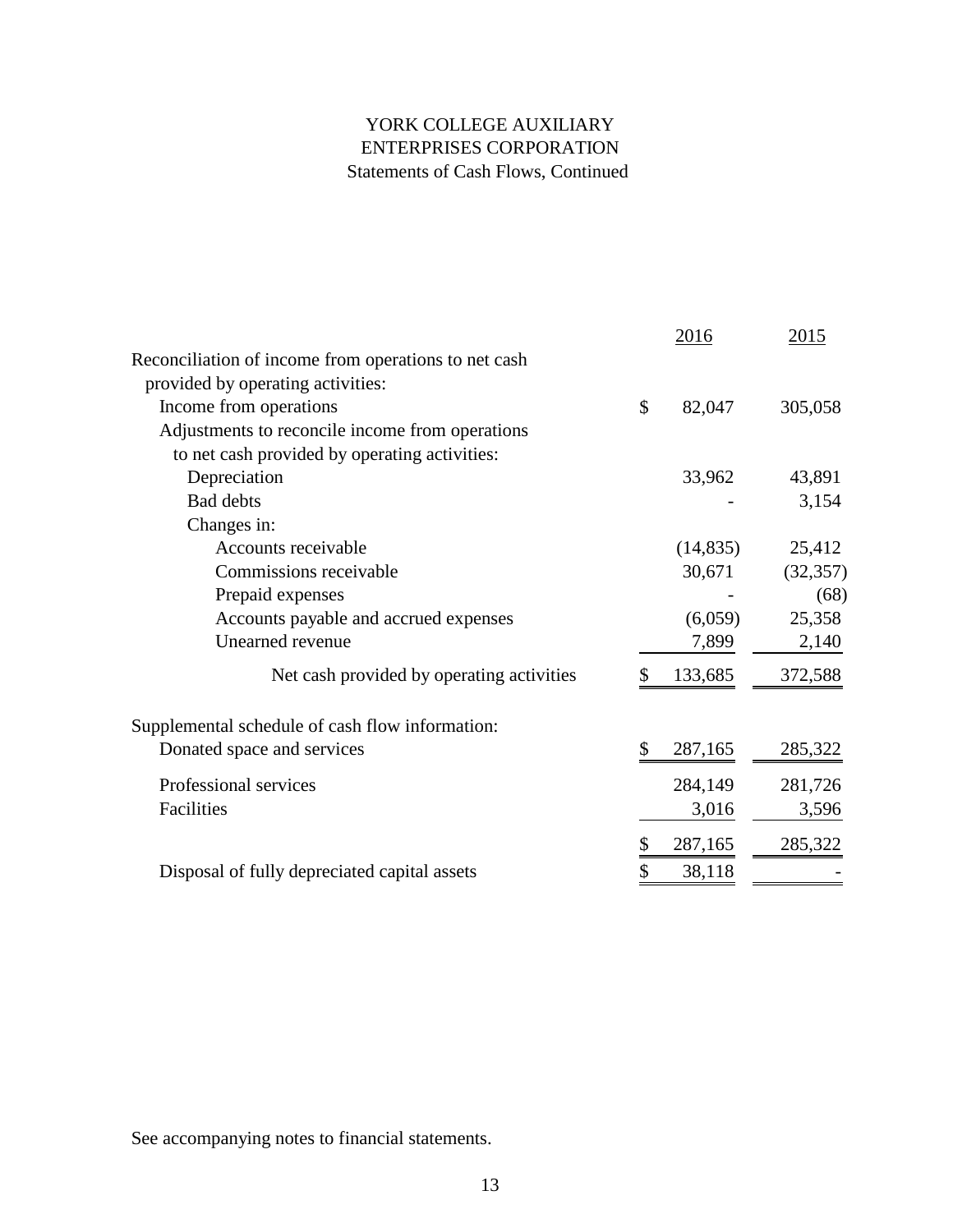# YORK COLLEGE AUXILIARY ENTERPRISES CORPORATION

## Statements of Cash Flows, Continued

| | 2016 | 2015 |
|---|---|---|
| Reconciliation of income from operations to net cash provided by operating activities: | | |
| Income from operations | $ 82,047 | 305,058 |
| Adjustments to reconcile income from operations to net cash provided by operating activities: | | |
| Depreciation | 33,962 | 43,891 |
| Bad debts | - | 3,154 |
| Changes in: | | |
| Accounts receivable | (14,835) | 25,412 |
| Commissions receivable | 30,671 | (32,357) |
| Prepaid expenses | - | (68) |
| Accounts payable and accrued expenses | (6,059) | 25,358 |
| Unearned revenue | 7,899 | 2,140 |
| Net cash provided by operating activities | $ 133,685 | 372,588 |
| Supplemental schedule of cash flow information: | | |
| Donated space and services | $ 287,165 | 285,322 |
| Professional services | 284,149 | 281,726 |
| Facilities | 3,016 | 3,596 |
| | $ 287,165 | 285,322 |
| Disposal of fully depreciated capital assets | $ 38,118 | - |

See accompanying notes to financial statements.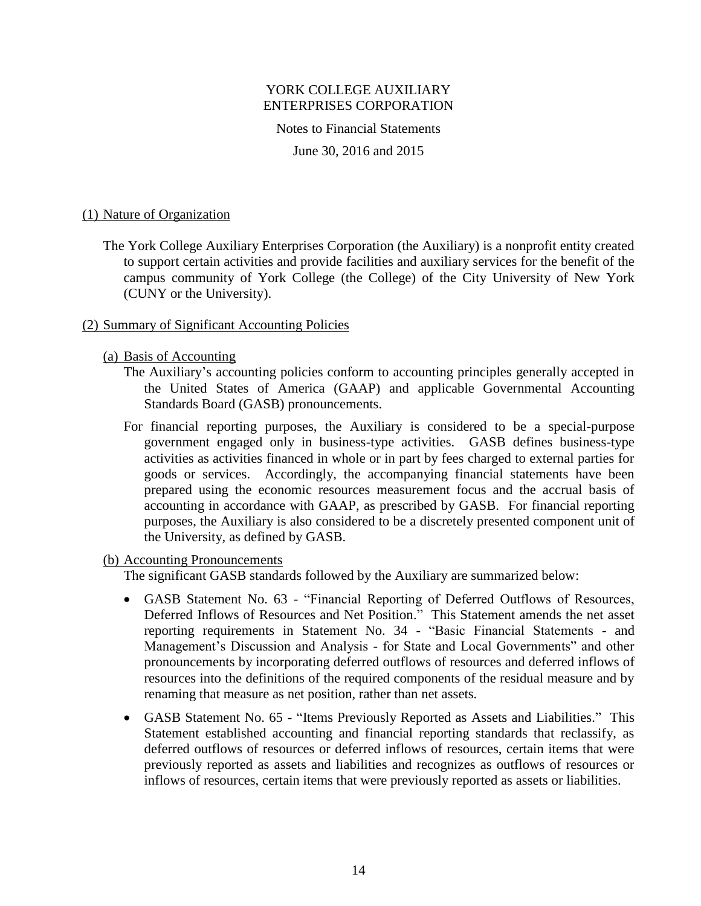# YORK COLLEGE AUXILIARY ENTERPRISES CORPORATION

Notes to Financial Statements

June 30, 2016 and 2015

## (1) Nature of Organization

The York College Auxiliary Enterprises Corporation (the Auxiliary) is a nonprofit entity created to support certain activities and provide facilities and auxiliary services for the benefit of the campus community of York College (the College) of the City University of New York (CUNY or the University).

## (2) Summary of Significant Accounting Policies

### (a) Basis of Accounting

The Auxiliary's accounting policies conform to accounting principles generally accepted in the United States of America (GAAP) and applicable Governmental Accounting Standards Board (GASB) pronouncements.

For financial reporting purposes, the Auxiliary is considered to be a special-purpose government engaged only in business-type activities. GASB defines business-type activities as activities financed in whole or in part by fees charged to external parties for goods or services. Accordingly, the accompanying financial statements have been prepared using the economic resources measurement focus and the accrual basis of accounting in accordance with GAAP, as prescribed by GASB. For financial reporting purposes, the Auxiliary is also considered to be a discretely presented component unit of the University, as defined by GASB.

### (b) Accounting Pronouncements

The significant GASB standards followed by the Auxiliary are summarized below:

- GASB Statement No. 63 - "Financial Reporting of Deferred Outflows of Resources, Deferred Inflows of Resources and Net Position." This Statement amends the net asset reporting requirements in Statement No. 34 - "Basic Financial Statements - and Management's Discussion and Analysis - for State and Local Governments" and other pronouncements by incorporating deferred outflows of resources and deferred inflows of resources into the definitions of the required components of the residual measure and by renaming that measure as net position, rather than net assets.
- GASB Statement No. 65 - "Items Previously Reported as Assets and Liabilities." This Statement established accounting and financial reporting standards that reclassify, as deferred outflows of resources or deferred inflows of resources, certain items that were previously reported as assets and liabilities and recognizes as outflows of resources or inflows of resources, certain items that were previously reported as assets or liabilities.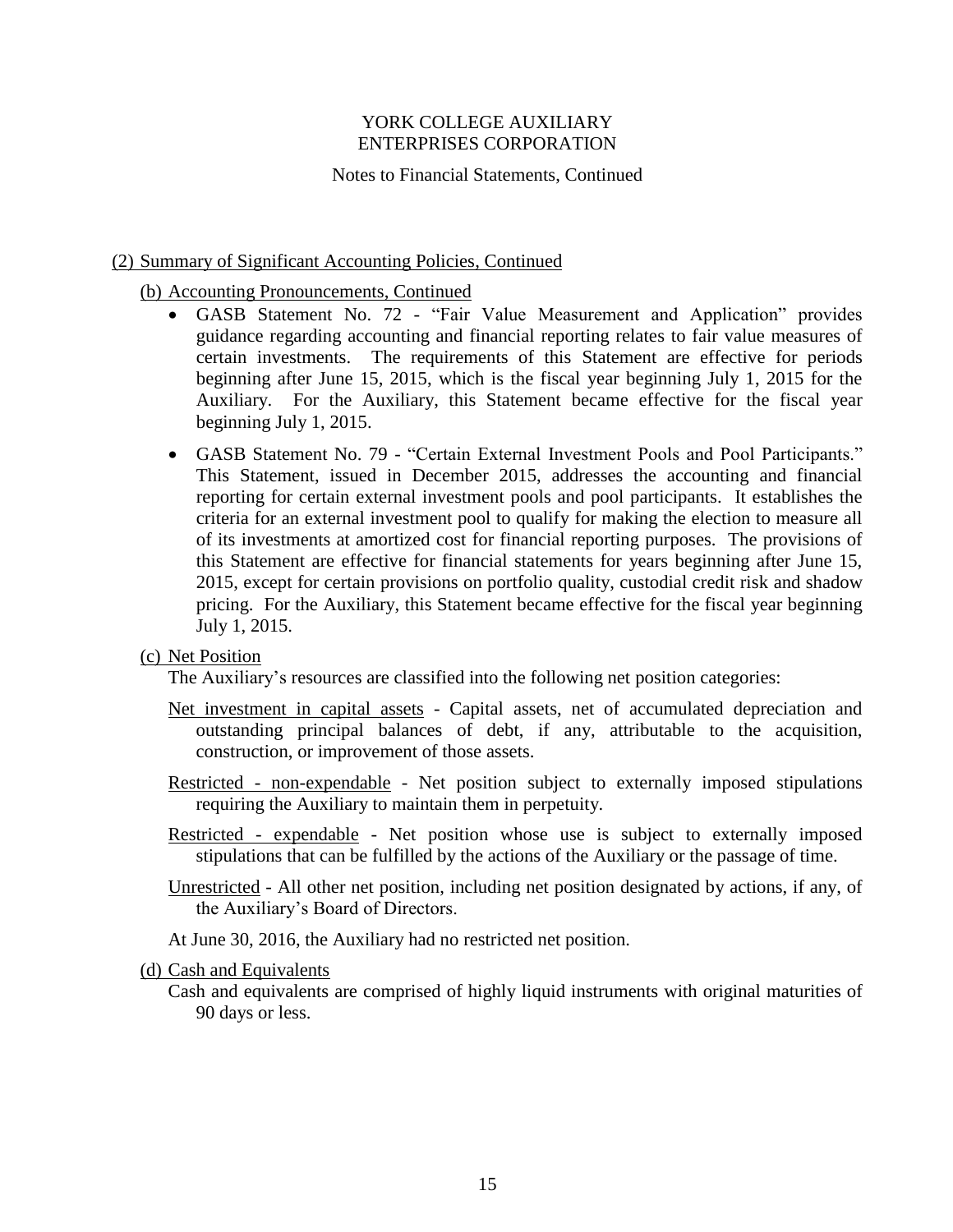YORK COLLEGE AUXILIARY
ENTERPRISES CORPORATION

Notes to Financial Statements, Continued

## (2) Summary of Significant Accounting Policies, Continued

### (b) Accounting Pronouncements, Continued

- GASB Statement No. 72 - "Fair Value Measurement and Application" provides guidance regarding accounting and financial reporting relates to fair value measures of certain investments. The requirements of this Statement are effective for periods beginning after June 15, 2015, which is the fiscal year beginning July 1, 2015 for the Auxiliary. For the Auxiliary, this Statement became effective for the fiscal year beginning July 1, 2015.

- GASB Statement No. 79 - "Certain External Investment Pools and Pool Participants." This Statement, issued in December 2015, addresses the accounting and financial reporting for certain external investment pools and pool participants. It establishes the criteria for an external investment pool to qualify for making the election to measure all of its investments at amortized cost for financial reporting purposes. The provisions of this Statement are effective for financial statements for years beginning after June 15, 2015, except for certain provisions on portfolio quality, custodial credit risk and shadow pricing. For the Auxiliary, this Statement became effective for the fiscal year beginning July 1, 2015.

### (c) Net Position

The Auxiliary's resources are classified into the following net position categories:

Net investment in capital assets - Capital assets, net of accumulated depreciation and outstanding principal balances of debt, if any, attributable to the acquisition, construction, or improvement of those assets.

Restricted - non-expendable - Net position subject to externally imposed stipulations requiring the Auxiliary to maintain them in perpetuity.

Restricted - expendable - Net position whose use is subject to externally imposed stipulations that can be fulfilled by the actions of the Auxiliary or the passage of time.

Unrestricted - All other net position, including net position designated by actions, if any, of the Auxiliary's Board of Directors.

At June 30, 2016, the Auxiliary had no restricted net position.

### (d) Cash and Equivalents

Cash and equivalents are comprised of highly liquid instruments with original maturities of 90 days or less.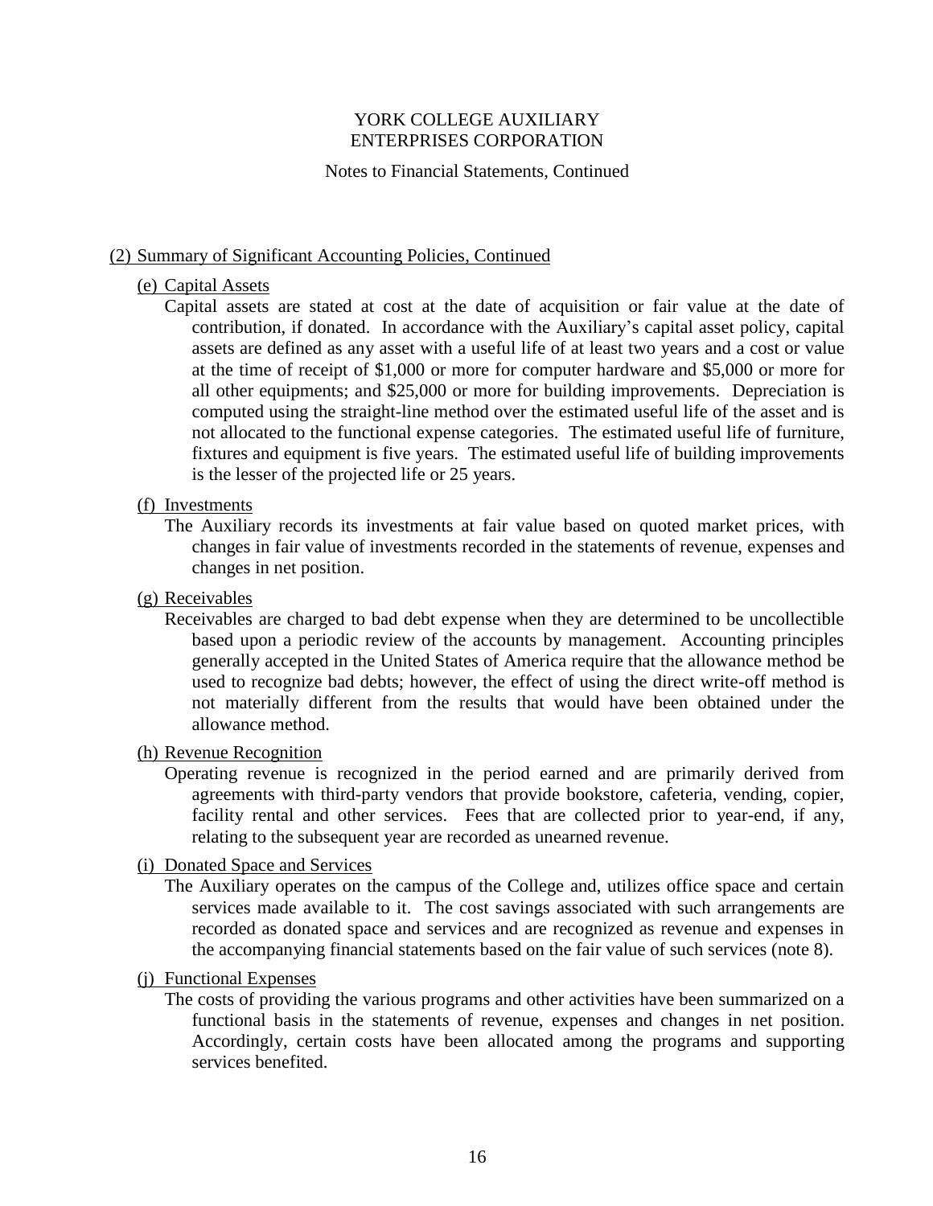# YORK COLLEGE AUXILIARY ENTERPRISES CORPORATION

Notes to Financial Statements, Continued

## (2) Summary of Significant Accounting Policies, Continued

### (e) Capital Assets

Capital assets are stated at cost at the date of acquisition or fair value at the date of contribution, if donated. In accordance with the Auxiliary's capital asset policy, capital assets are defined as any asset with a useful life of at least two years and a cost or value at the time of receipt of $1,000 or more for computer hardware and $5,000 or more for all other equipments; and $25,000 or more for building improvements. Depreciation is computed using the straight-line method over the estimated useful life of the asset and is not allocated to the functional expense categories. The estimated useful life of furniture, fixtures and equipment is five years. The estimated useful life of building improvements is the lesser of the projected life or 25 years.

### (f) Investments

The Auxiliary records its investments at fair value based on quoted market prices, with changes in fair value of investments recorded in the statements of revenue, expenses and changes in net position.

### (g) Receivables

Receivables are charged to bad debt expense when they are determined to be uncollectible based upon a periodic review of the accounts by management. Accounting principles generally accepted in the United States of America require that the allowance method be used to recognize bad debts; however, the effect of using the direct write-off method is not materially different from the results that would have been obtained under the allowance method.

### (h) Revenue Recognition

Operating revenue is recognized in the period earned and are primarily derived from agreements with third-party vendors that provide bookstore, cafeteria, vending, copier, facility rental and other services. Fees that are collected prior to year-end, if any, relating to the subsequent year are recorded as unearned revenue.

### (i) Donated Space and Services

The Auxiliary operates on the campus of the College and, utilizes office space and certain services made available to it. The cost savings associated with such arrangements are recorded as donated space and services and are recognized as revenue and expenses in the accompanying financial statements based on the fair value of such services (note 8).

### (j) Functional Expenses

The costs of providing the various programs and other activities have been summarized on a functional basis in the statements of revenue, expenses and changes in net position. Accordingly, certain costs have been allocated among the programs and supporting services benefited.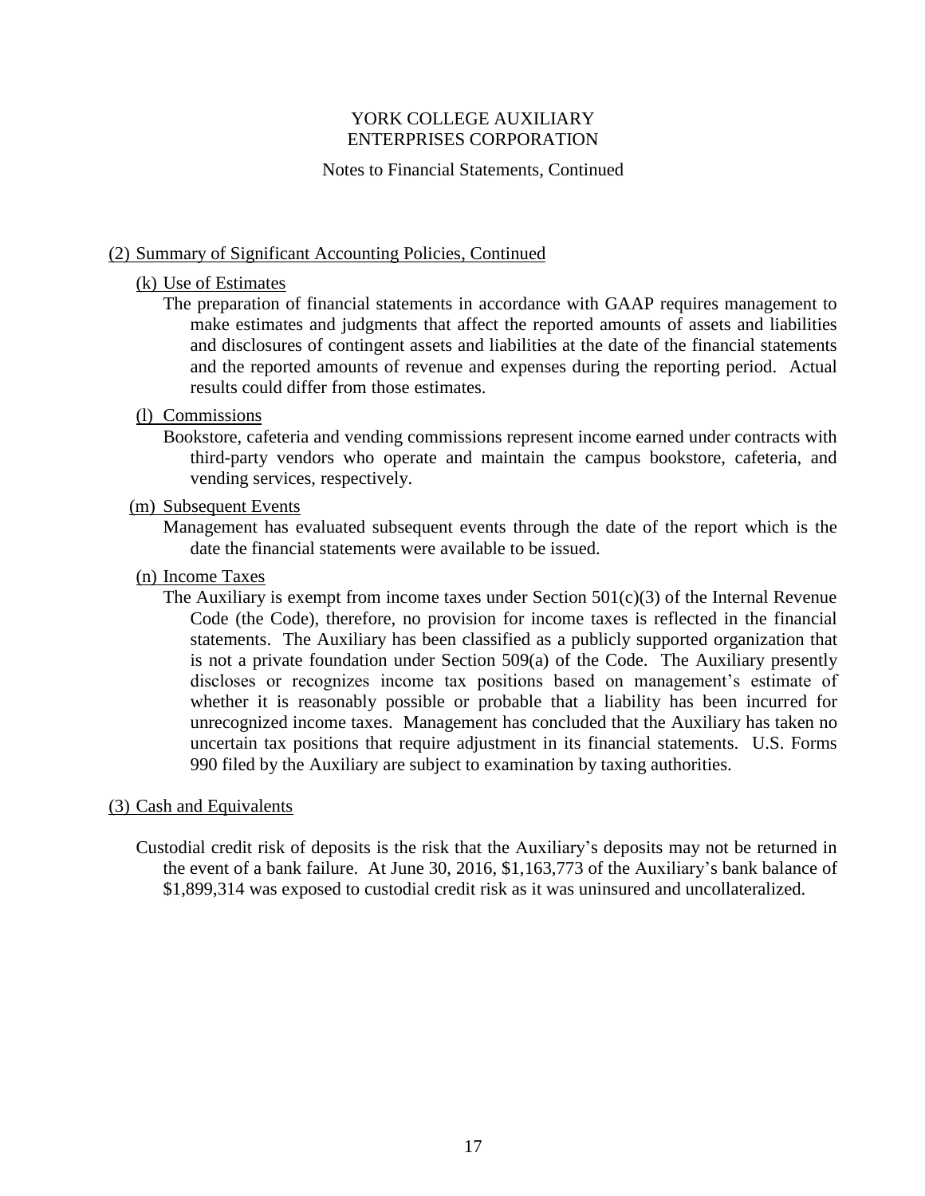YORK COLLEGE AUXILIARY
ENTERPRISES CORPORATION

Notes to Financial Statements, Continued

## (2) Summary of Significant Accounting Policies, Continued

### (k) Use of Estimates

The preparation of financial statements in accordance with GAAP requires management to make estimates and judgments that affect the reported amounts of assets and liabilities and disclosures of contingent assets and liabilities at the date of the financial statements and the reported amounts of revenue and expenses during the reporting period. Actual results could differ from those estimates.

### (l) Commissions

Bookstore, cafeteria and vending commissions represent income earned under contracts with third-party vendors who operate and maintain the campus bookstore, cafeteria, and vending services, respectively.

### (m) Subsequent Events

Management has evaluated subsequent events through the date of the report which is the date the financial statements were available to be issued.

### (n) Income Taxes

The Auxiliary is exempt from income taxes under Section 501(c)(3) of the Internal Revenue Code (the Code), therefore, no provision for income taxes is reflected in the financial statements. The Auxiliary has been classified as a publicly supported organization that is not a private foundation under Section 509(a) of the Code. The Auxiliary presently discloses or recognizes income tax positions based on management's estimate of whether it is reasonably possible or probable that a liability has been incurred for unrecognized income taxes. Management has concluded that the Auxiliary has taken no uncertain tax positions that require adjustment in its financial statements. U.S. Forms 990 filed by the Auxiliary are subject to examination by taxing authorities.

## (3) Cash and Equivalents

Custodial credit risk of deposits is the risk that the Auxiliary's deposits may not be returned in the event of a bank failure. At June 30, 2016, $1,163,773 of the Auxiliary's bank balance of $1,899,314 was exposed to custodial credit risk as it was uninsured and uncollateralized.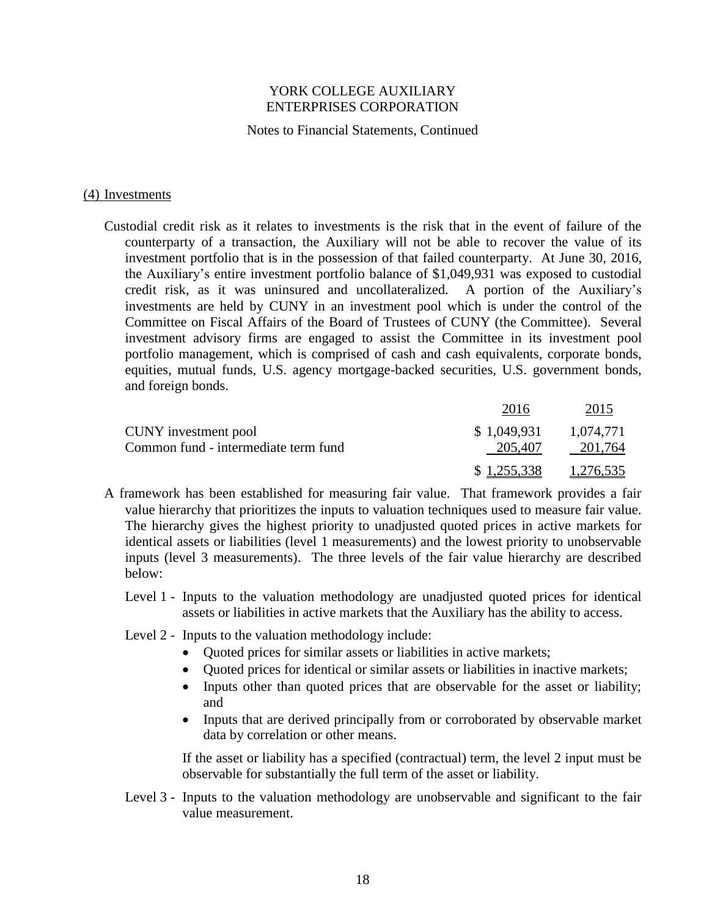## (4) Investments

Custodial credit risk as it relates to investments is the risk that in the event of failure of the counterparty of a transaction, the Auxiliary will not be able to recover the value of its investment portfolio that is in the possession of that failed counterparty. At June 30, 2016, the Auxiliary's entire investment portfolio balance of $1,049,931 was exposed to custodial credit risk, as it was uninsured and uncollateralized. A portion of the Auxiliary's investments are held by CUNY in an investment pool which is under the control of the Committee on Fiscal Affairs of the Board of Trustees of CUNY (the Committee). Several investment advisory firms are engaged to assist the Committee in its investment pool portfolio management, which is comprised of cash and cash equivalents, corporate bonds, equities, mutual funds, U.S. agency mortgage-backed securities, U.S. government bonds, and foreign bonds.

| | 2016 | 2015 |
|---|---|---|
| CUNY investment pool | $ 1,049,931 | 1,074,771 |
| Common fund - intermediate term fund | 205,407 | 201,764 |
| | $ 1,255,338 | 1,276,535 |

A framework has been established for measuring fair value. That framework provides a fair value hierarchy that prioritizes the inputs to valuation techniques used to measure fair value. The hierarchy gives the highest priority to unadjusted quoted prices in active markets for identical assets or liabilities (level 1 measurements) and the lowest priority to unobservable inputs (level 3 measurements). The three levels of the fair value hierarchy are described below:

Level 1 - Inputs to the valuation methodology are unadjusted quoted prices for identical assets or liabilities in active markets that the Auxiliary has the ability to access.

Level 2 - Inputs to the valuation methodology include:

- Quoted prices for similar assets or liabilities in active markets;
- Quoted prices for identical or similar assets or liabilities in inactive markets;
- Inputs other than quoted prices that are observable for the asset or liability; and
- Inputs that are derived principally from or corroborated by observable market data by correlation or other means.

If the asset or liability has a specified (contractual) term, the level 2 input must be observable for substantially the full term of the asset or liability.

Level 3 - Inputs to the valuation methodology are unobservable and significant to the fair value measurement.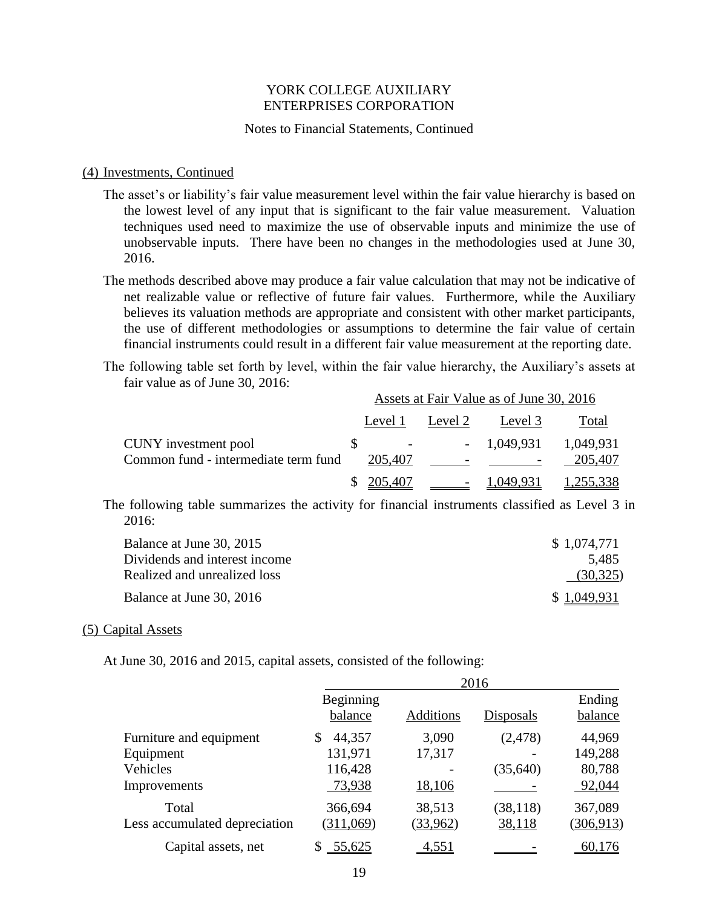# YORK COLLEGE AUXILIARY ENTERPRISES CORPORATION

Notes to Financial Statements, Continued

## (4) Investments, Continued

The asset's or liability's fair value measurement level within the fair value hierarchy is based on the lowest level of any input that is significant to the fair value measurement. Valuation techniques used need to maximize the use of observable inputs and minimize the use of unobservable inputs. There have been no changes in the methodologies used at June 30, 2016.

The methods described above may produce a fair value calculation that may not be indicative of net realizable value or reflective of future fair values. Furthermore, while the Auxiliary believes its valuation methods are appropriate and consistent with other market participants, the use of different methodologies or assumptions to determine the fair value of certain financial instruments could result in a different fair value measurement at the reporting date.

The following table set forth by level, within the fair value hierarchy, the Auxiliary's assets at fair value as of June 30, 2016:

| | Assets at Fair Value as of June 30, 2016 | | | |
|---|---|---|---|---|
| | Level 1 | Level 2 | Level 3 | Total |
| CUNY investment pool | $ - | - | 1,049,931 | 1,049,931 |
| Common fund - intermediate term fund | 205,407 | - | - | 205,407 |
| | $ 205,407 | - | 1,049,931 | 1,255,338 |

The following table summarizes the activity for financial instruments classified as Level 3 in 2016:

| | |
|---|---|
| Balance at June 30, 2015 | $ 1,074,771 |
| Dividends and interest income | 5,485 |
| Realized and unrealized loss | (30,325) |
| Balance at June 30, 2016 | $ 1,049,931 |

## (5) Capital Assets

At June 30, 2016 and 2015, capital assets, consisted of the following:

| | 2016 | | | |
|---|---|---|---|---|
| | Beginning balance | Additions | Disposals | Ending balance |
| Furniture and equipment | $ 44,357 | 3,090 | (2,478) | 44,969 |
| Equipment | 131,971 | 17,317 | - | 149,288 |
| Vehicles | 116,428 | - | (35,640) | 80,788 |
| Improvements | 73,938 | 18,106 | - | 92,044 |
| Total | 366,694 | 38,513 | (38,118) | 367,089 |
| Less accumulated depreciation | (311,069) | (33,962) | 38,118 | (306,913) |
| Capital assets, net | $ 55,625 | 4,551 | - | 60,176 |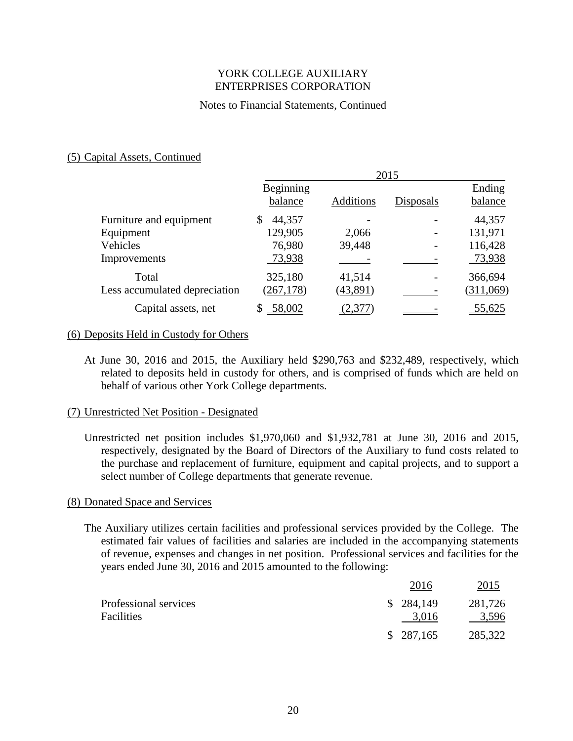YORK COLLEGE AUXILIARY
ENTERPRISES CORPORATION

Notes to Financial Statements, Continued

## (5) Capital Assets, Continued

| | 2015 | | | |
|---|---|---|---|---|
| | Beginning balance | Additions | Disposals | Ending balance |
| Furniture and equipment | $ 44,357 | - | - | 44,357 |
| Equipment | 129,905 | 2,066 | - | 131,971 |
| Vehicles | 76,980 | 39,448 | - | 116,428 |
| Improvements | 73,938 | - | - | 73,938 |
| Total | 325,180 | 41,514 | - | 366,694 |
| Less accumulated depreciation | (267,178) | (43,891) | - | (311,069) |
| Capital assets, net | $ 58,002 | (2,377) | - | 55,625 |

## (6) Deposits Held in Custody for Others

At June 30, 2016 and 2015, the Auxiliary held $290,763 and $232,489, respectively, which related to deposits held in custody for others, and is comprised of funds which are held on behalf of various other York College departments.

## (7) Unrestricted Net Position - Designated

Unrestricted net position includes $1,970,060 and $1,932,781 at June 30, 2016 and 2015, respectively, designated by the Board of Directors of the Auxiliary to fund costs related to the purchase and replacement of furniture, equipment and capital projects, and to support a select number of College departments that generate revenue.

## (8) Donated Space and Services

The Auxiliary utilizes certain facilities and professional services provided by the College. The estimated fair values of facilities and salaries are included in the accompanying statements of revenue, expenses and changes in net position. Professional services and facilities for the years ended June 30, 2016 and 2015 amounted to the following:

| | 2016 | 2015 |
|---|---|---|
| Professional services | $ 284,149 | 281,726 |
| Facilities | 3,016 | 3,596 |
| | $ 287,165 | 285,322 |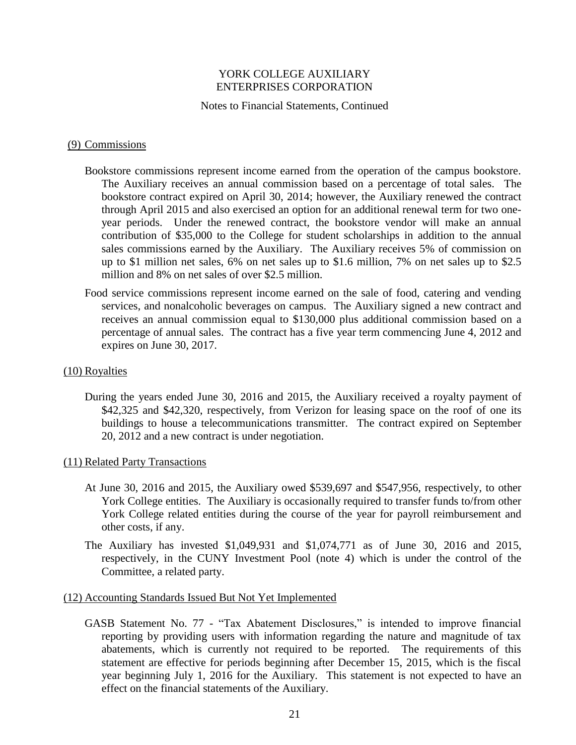YORK COLLEGE AUXILIARY
ENTERPRISES CORPORATION

Notes to Financial Statements, Continued

## (9) Commissions

Bookstore commissions represent income earned from the operation of the campus bookstore. The Auxiliary receives an annual commission based on a percentage of total sales. The bookstore contract expired on April 30, 2014; however, the Auxiliary renewed the contract through April 2015 and also exercised an option for an additional renewal term for two one-year periods. Under the renewed contract, the bookstore vendor will make an annual contribution of $35,000 to the College for student scholarships in addition to the annual sales commissions earned by the Auxiliary. The Auxiliary receives 5% of commission on up to $1 million net sales, 6% on net sales up to $1.6 million, 7% on net sales up to $2.5 million and 8% on net sales of over $2.5 million.

Food service commissions represent income earned on the sale of food, catering and vending services, and nonalcoholic beverages on campus. The Auxiliary signed a new contract and receives an annual commission equal to $130,000 plus additional commission based on a percentage of annual sales. The contract has a five year term commencing June 4, 2012 and expires on June 30, 2017.

## (10) Royalties

During the years ended June 30, 2016 and 2015, the Auxiliary received a royalty payment of $42,325 and $42,320, respectively, from Verizon for leasing space on the roof of one its buildings to house a telecommunications transmitter. The contract expired on September 20, 2012 and a new contract is under negotiation.

## (11) Related Party Transactions

At June 30, 2016 and 2015, the Auxiliary owed $539,697 and $547,956, respectively, to other York College entities. The Auxiliary is occasionally required to transfer funds to/from other York College related entities during the course of the year for payroll reimbursement and other costs, if any.

The Auxiliary has invested $1,049,931 and $1,074,771 as of June 30, 2016 and 2015, respectively, in the CUNY Investment Pool (note 4) which is under the control of the Committee, a related party.

## (12) Accounting Standards Issued But Not Yet Implemented

GASB Statement No. 77 - "Tax Abatement Disclosures," is intended to improve financial reporting by providing users with information regarding the nature and magnitude of tax abatements, which is currently not required to be reported. The requirements of this statement are effective for periods beginning after December 15, 2015, which is the fiscal year beginning July 1, 2016 for the Auxiliary. This statement is not expected to have an effect on the financial statements of the Auxiliary.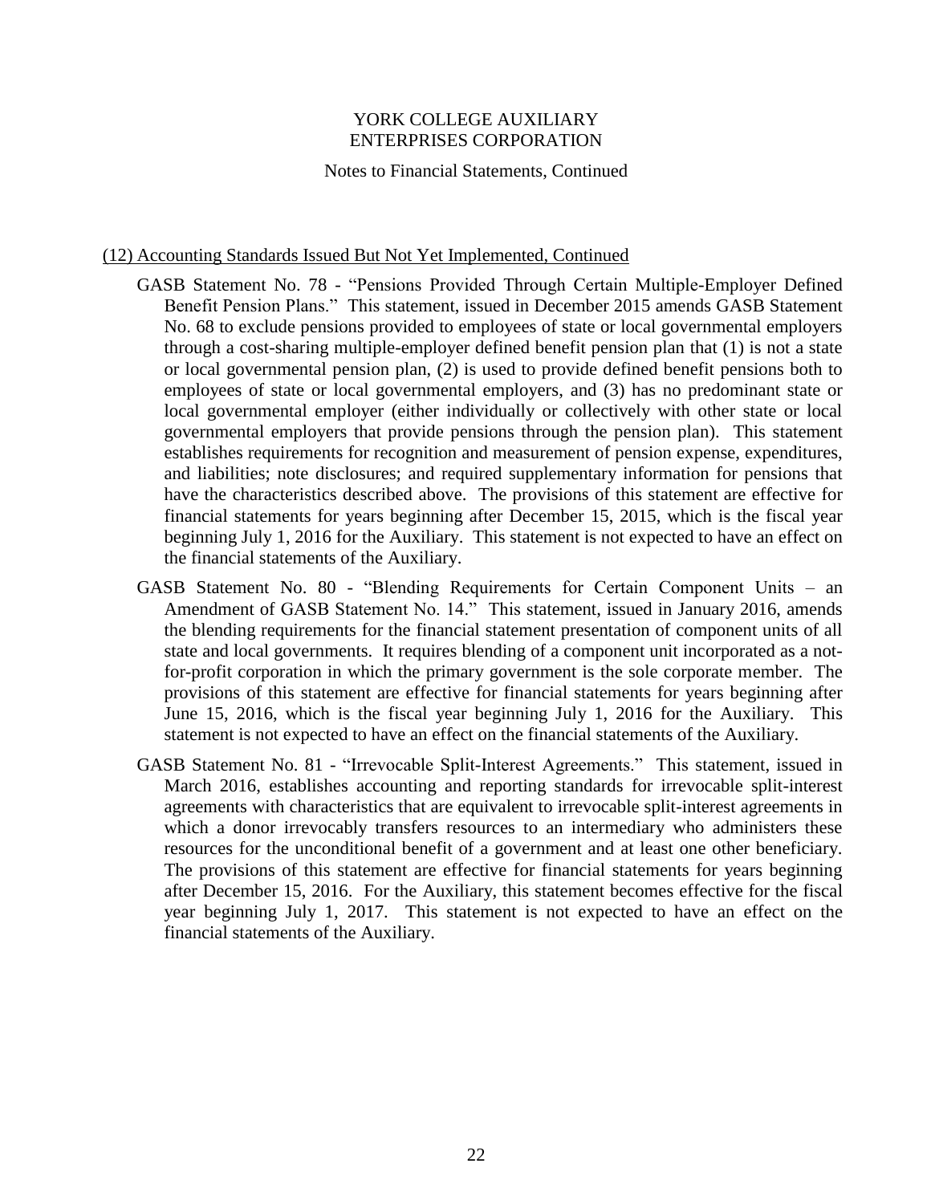(12) Accounting Standards Issued But Not Yet Implemented, Continued

GASB Statement No. 78 - "Pensions Provided Through Certain Multiple-Employer Defined Benefit Pension Plans." This statement, issued in December 2015 amends GASB Statement No. 68 to exclude pensions provided to employees of state or local governmental employers through a cost-sharing multiple-employer defined benefit pension plan that (1) is not a state or local governmental pension plan, (2) is used to provide defined benefit pensions both to employees of state or local governmental employers, and (3) has no predominant state or local governmental employer (either individually or collectively with other state or local governmental employers that provide pensions through the pension plan). This statement establishes requirements for recognition and measurement of pension expense, expenditures, and liabilities; note disclosures; and required supplementary information for pensions that have the characteristics described above. The provisions of this statement are effective for financial statements for years beginning after December 15, 2015, which is the fiscal year beginning July 1, 2016 for the Auxiliary. This statement is not expected to have an effect on the financial statements of the Auxiliary.

GASB Statement No. 80 - "Blending Requirements for Certain Component Units – an Amendment of GASB Statement No. 14." This statement, issued in January 2016, amends the blending requirements for the financial statement presentation of component units of all state and local governments. It requires blending of a component unit incorporated as a not-for-profit corporation in which the primary government is the sole corporate member. The provisions of this statement are effective for financial statements for years beginning after June 15, 2016, which is the fiscal year beginning July 1, 2016 for the Auxiliary. This statement is not expected to have an effect on the financial statements of the Auxiliary.

GASB Statement No. 81 - "Irrevocable Split-Interest Agreements." This statement, issued in March 2016, establishes accounting and reporting standards for irrevocable split-interest agreements with characteristics that are equivalent to irrevocable split-interest agreements in which a donor irrevocably transfers resources to an intermediary who administers these resources for the unconditional benefit of a government and at least one other beneficiary. The provisions of this statement are effective for financial statements for years beginning after December 15, 2016. For the Auxiliary, this statement becomes effective for the fiscal year beginning July 1, 2017. This statement is not expected to have an effect on the financial statements of the Auxiliary.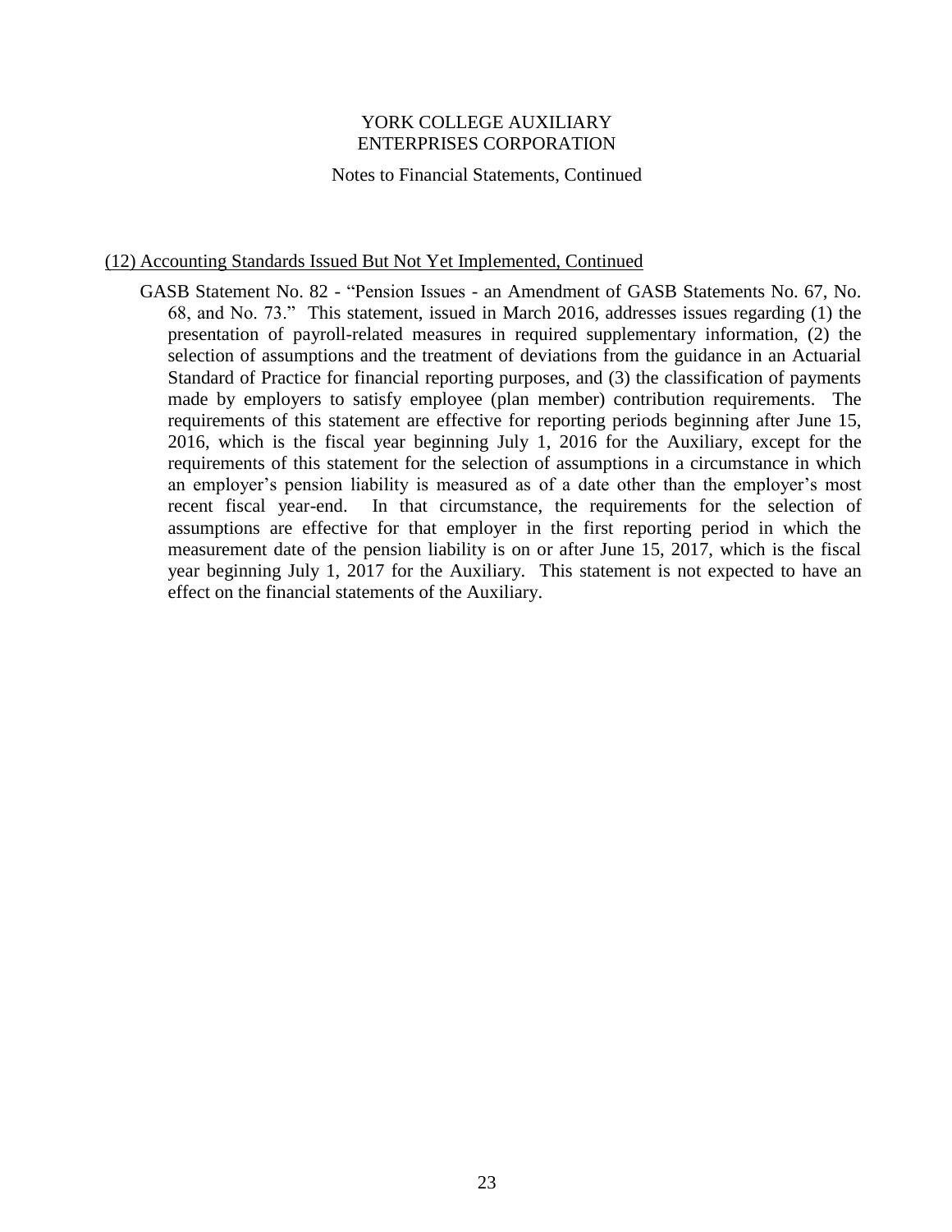YORK COLLEGE AUXILIARY
ENTERPRISES CORPORATION

Notes to Financial Statements, Continued

(12) Accounting Standards Issued But Not Yet Implemented, Continued

GASB Statement No. 82 - "Pension Issues - an Amendment of GASB Statements No. 67, No. 68, and No. 73." This statement, issued in March 2016, addresses issues regarding (1) the presentation of payroll-related measures in required supplementary information, (2) the selection of assumptions and the treatment of deviations from the guidance in an Actuarial Standard of Practice for financial reporting purposes, and (3) the classification of payments made by employers to satisfy employee (plan member) contribution requirements. The requirements of this statement are effective for reporting periods beginning after June 15, 2016, which is the fiscal year beginning July 1, 2016 for the Auxiliary, except for the requirements of this statement for the selection of assumptions in a circumstance in which an employer's pension liability is measured as of a date other than the employer's most recent fiscal year-end. In that circumstance, the requirements for the selection of assumptions are effective for that employer in the first reporting period in which the measurement date of the pension liability is on or after June 15, 2017, which is the fiscal year beginning July 1, 2017 for the Auxiliary. This statement is not expected to have an effect on the financial statements of the Auxiliary.